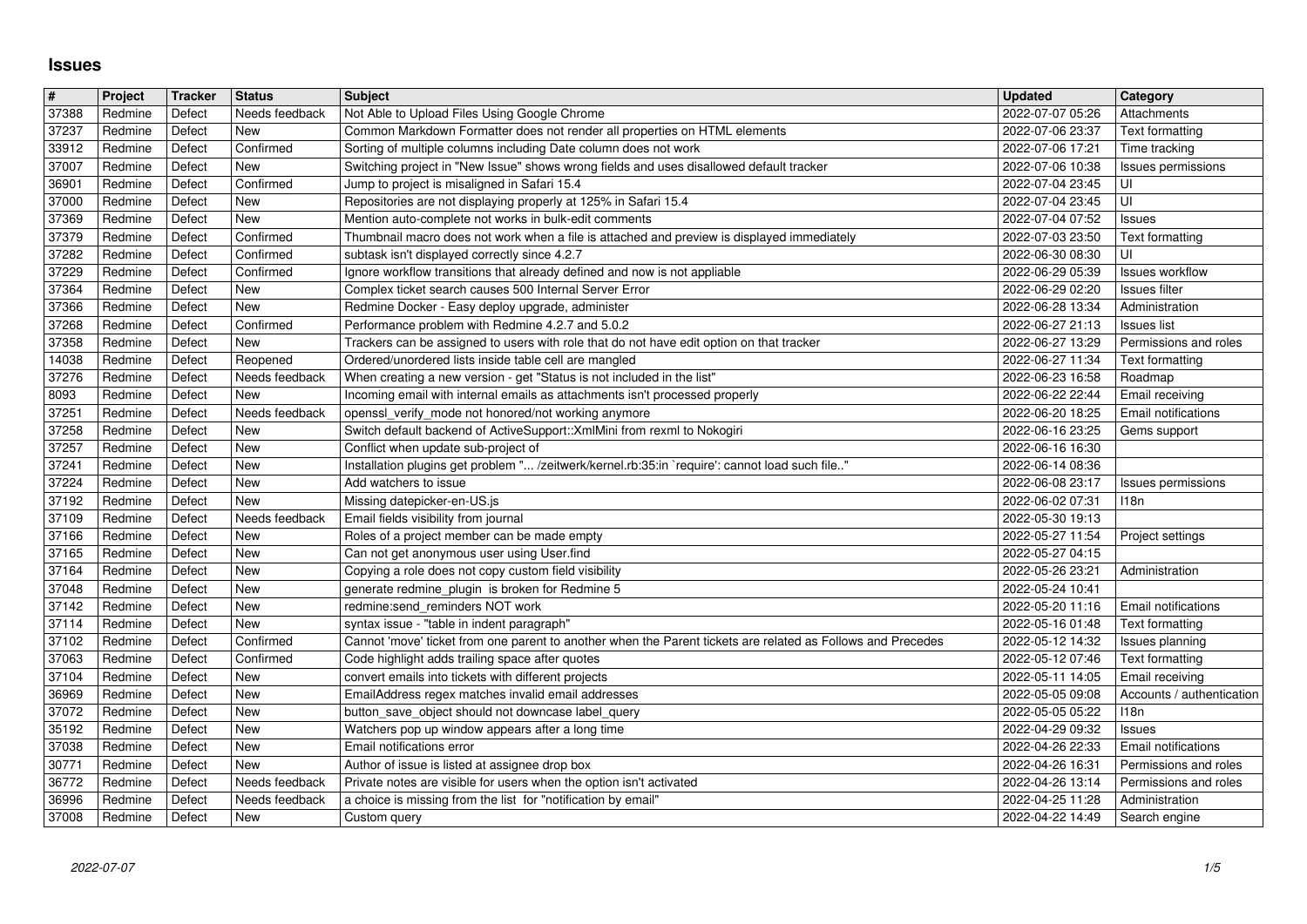# Issues

| # | Project | Tracker | Status | Subject | Updated | Category |
|---|---|---|---|---|---|---|
| 37388 | Redmine | Defect | Needs feedback | Not Able to Upload Files Using Google Chrome | 2022-07-07 05:26 | Attachments |
| 37237 | Redmine | Defect | New | Common Markdown Formatter does not render all properties on HTML elements | 2022-07-06 23:37 | Text formatting |
| 33912 | Redmine | Defect | Confirmed | Sorting of multiple columns including Date column does not work | 2022-07-06 17:21 | Time tracking |
| 37007 | Redmine | Defect | New | Switching project in "New Issue" shows wrong fields and uses disallowed default tracker | 2022-07-06 10:38 | Issues permissions |
| 36901 | Redmine | Defect | Confirmed | Jump to project is misaligned in Safari 15.4 | 2022-07-04 23:45 | UI |
| 37000 | Redmine | Defect | New | Repositories are not displaying properly at 125% in Safari 15.4 | 2022-07-04 23:45 | UI |
| 37369 | Redmine | Defect | New | Mention auto-complete not works in bulk-edit comments | 2022-07-04 07:52 | Issues |
| 37379 | Redmine | Defect | Confirmed | Thumbnail macro does not work when a file is attached and preview is displayed immediately | 2022-07-03 23:50 | Text formatting |
| 37282 | Redmine | Defect | Confirmed | subtask isn't displayed correctly since 4.2.7 | 2022-06-30 08:30 | UI |
| 37229 | Redmine | Defect | Confirmed | Ignore workflow transitions that already defined and now is not appliable | 2022-06-29 05:39 | Issues workflow |
| 37364 | Redmine | Defect | New | Complex ticket search causes 500 Internal Server Error | 2022-06-29 02:20 | Issues filter |
| 37366 | Redmine | Defect | New | Redmine Docker - Easy deploy upgrade, administer | 2022-06-28 13:34 | Administration |
| 37268 | Redmine | Defect | Confirmed | Performance problem with Redmine 4.2.7 and 5.0.2 | 2022-06-27 21:13 | Issues list |
| 37358 | Redmine | Defect | New | Trackers can be assigned to users with role that do not have edit option on that tracker | 2022-06-27 13:29 | Permissions and roles |
| 14038 | Redmine | Defect | Reopened | Ordered/unordered lists inside table cell are mangled | 2022-06-27 11:34 | Text formatting |
| 37276 | Redmine | Defect | Needs feedback | When creating a new version - get "Status is not included in the list" | 2022-06-23 16:58 | Roadmap |
| 8093 | Redmine | Defect | New | Incoming email with internal emails as attachments isn't processed properly | 2022-06-22 22:44 | Email receiving |
| 37251 | Redmine | Defect | Needs feedback | openssl_verify_mode not honored/not working anymore | 2022-06-20 18:25 | Email notifications |
| 37258 | Redmine | Defect | New | Switch default backend of ActiveSupport::XmlMini from rexml to Nokogiri | 2022-06-16 23:25 | Gems support |
| 37257 | Redmine | Defect | New | Conflict when update sub-project of | 2022-06-16 16:30 | |
| 37241 | Redmine | Defect | New | Installation plugins get problem "... /zeitwerk/kernel.rb:35:in `require': cannot load such file.." | 2022-06-14 08:36 | |
| 37224 | Redmine | Defect | New | Add watchers to issue | 2022-06-08 23:17 | Issues permissions |
| 37192 | Redmine | Defect | New | Missing datepicker-en-US.js | 2022-06-02 07:31 | I18n |
| 37109 | Redmine | Defect | Needs feedback | Email fields visibility from journal | 2022-05-30 19:13 | |
| 37166 | Redmine | Defect | New | Roles of a project member can be made empty | 2022-05-27 11:54 | Project settings |
| 37165 | Redmine | Defect | New | Can not get anonymous user using User.find | 2022-05-27 04:15 | |
| 37164 | Redmine | Defect | New | Copying a role does not copy custom field visibility | 2022-05-26 23:21 | Administration |
| 37048 | Redmine | Defect | New | generate redmine_plugin is broken for Redmine 5 | 2022-05-24 10:41 | |
| 37142 | Redmine | Defect | New | redmine:send_reminders NOT work | 2022-05-20 11:16 | Email notifications |
| 37114 | Redmine | Defect | New | syntax issue - "table in indent paragraph" | 2022-05-16 01:48 | Text formatting |
| 37102 | Redmine | Defect | Confirmed | Cannot 'move' ticket from one parent to another when the Parent tickets are related as Follows and Precedes | 2022-05-12 14:32 | Issues planning |
| 37063 | Redmine | Defect | Confirmed | Code highlight adds trailing space after quotes | 2022-05-12 07:46 | Text formatting |
| 37104 | Redmine | Defect | New | convert emails into tickets with different projects | 2022-05-11 14:05 | Email receiving |
| 36969 | Redmine | Defect | New | EmailAddress regex matches invalid email addresses | 2022-05-05 09:08 | Accounts / authentication |
| 37072 | Redmine | Defect | New | button_save_object should not downcase label_query | 2022-05-05 05:22 | I18n |
| 35192 | Redmine | Defect | New | Watchers pop up window appears after a long time | 2022-04-29 09:32 | Issues |
| 37038 | Redmine | Defect | New | Email notifications error | 2022-04-26 22:33 | Email notifications |
| 30771 | Redmine | Defect | New | Author of issue is listed at assignee drop box | 2022-04-26 16:31 | Permissions and roles |
| 36772 | Redmine | Defect | Needs feedback | Private notes are visible for users when the option isn't activated | 2022-04-26 13:14 | Permissions and roles |
| 36996 | Redmine | Defect | Needs feedback | a choice is missing from the list for "notification by email" | 2022-04-25 11:28 | Administration |
| 37008 | Redmine | Defect | New | Custom query | 2022-04-22 14:49 | Search engine |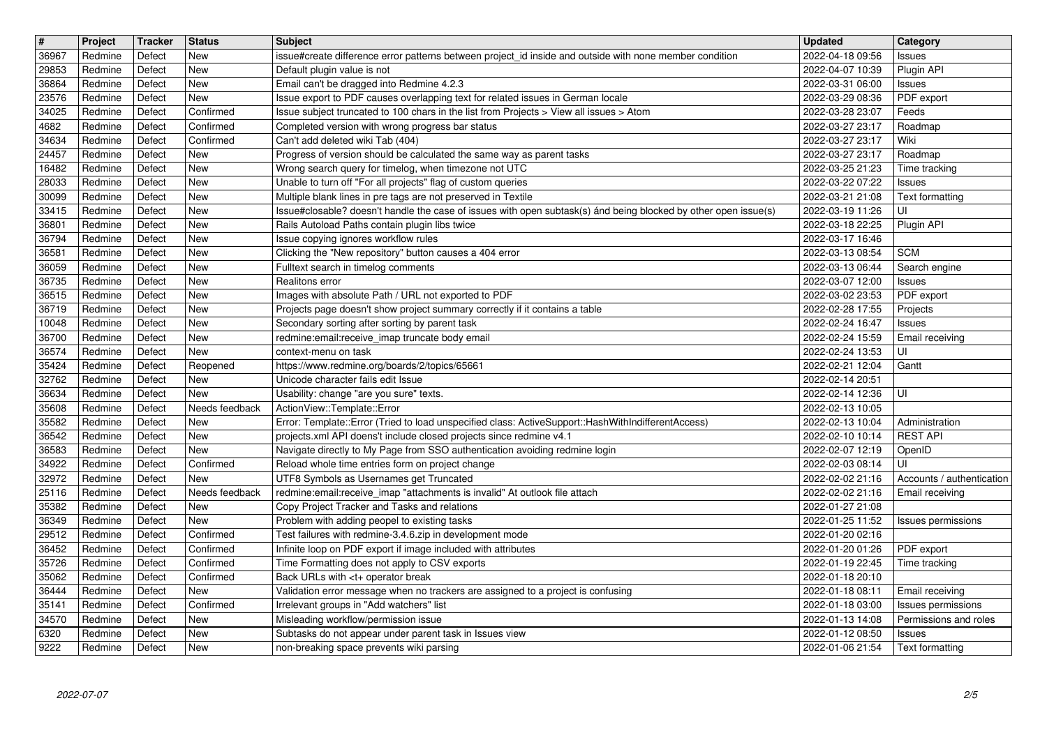| # | Project | Tracker | Status | Subject | Updated | Category |
|---|---|---|---|---|---|---|
| 36967 | Redmine | Defect | New | issue#create difference error patterns between project_id inside and outside with none member condition | 2022-04-18 09:56 | Issues |
| 29853 | Redmine | Defect | New | Default plugin value is not | 2022-04-07 10:39 | Plugin API |
| 36864 | Redmine | Defect | New | Email can't be dragged into Redmine 4.2.3 | 2022-03-31 06:00 | Issues |
| 23576 | Redmine | Defect | New | Issue export to PDF causes overlapping text for related issues in German locale | 2022-03-29 08:36 | PDF export |
| 34025 | Redmine | Defect | Confirmed | Issue subject truncated to 100 chars in the list from Projects > View all issues > Atom | 2022-03-28 23:07 | Feeds |
| 4682 | Redmine | Defect | Confirmed | Completed version with wrong progress bar status | 2022-03-27 23:17 | Roadmap |
| 34634 | Redmine | Defect | Confirmed | Can't add deleted wiki Tab (404) | 2022-03-27 23:17 | Wiki |
| 24457 | Redmine | Defect | New | Progress of version should be calculated the same way as parent tasks | 2022-03-27 23:17 | Roadmap |
| 16482 | Redmine | Defect | New | Wrong search query for timelog, when timezone not UTC | 2022-03-25 21:23 | Time tracking |
| 28033 | Redmine | Defect | New | Unable to turn off "For all projects" flag of custom queries | 2022-03-22 07:22 | Issues |
| 30099 | Redmine | Defect | New | Multiple blank lines in pre tags are not preserved in Textile | 2022-03-21 21:08 | Text formatting |
| 33415 | Redmine | Defect | New | Issue#closable? doesn't handle the case of issues with open subtask(s) ánd being blocked by other open issue(s) | 2022-03-19 11:26 | UI |
| 36801 | Redmine | Defect | New | Rails Autoload Paths contain plugin libs twice | 2022-03-18 22:25 | Plugin API |
| 36794 | Redmine | Defect | New | Issue copying ignores workflow rules | 2022-03-17 16:46 | |
| 36581 | Redmine | Defect | New | Clicking the "New repository" button causes a 404 error | 2022-03-13 08:54 | SCM |
| 36059 | Redmine | Defect | New | Fulltext search in timelog comments | 2022-03-13 06:44 | Search engine |
| 36735 | Redmine | Defect | New | Realitons error | 2022-03-07 12:00 | Issues |
| 36515 | Redmine | Defect | New | Images with absolute Path / URL not exported to PDF | 2022-03-02 23:53 | PDF export |
| 36719 | Redmine | Defect | New | Projects page doesn't show project summary correctly if it contains a table | 2022-02-28 17:55 | Projects |
| 10048 | Redmine | Defect | New | Secondary sorting after sorting by parent task | 2022-02-24 16:47 | Issues |
| 36700 | Redmine | Defect | New | redmine:email:receive_imap truncate body email | 2022-02-24 15:59 | Email receiving |
| 36574 | Redmine | Defect | New | context-menu on task | 2022-02-24 13:53 | UI |
| 35424 | Redmine | Defect | Reopened | https://www.redmine.org/boards/2/topics/65661 | 2022-02-21 12:04 | Gantt |
| 32762 | Redmine | Defect | New | Unicode character fails edit Issue | 2022-02-14 20:51 | |
| 36634 | Redmine | Defect | New | Usability: change "are you sure" texts. | 2022-02-14 12:36 | UI |
| 35608 | Redmine | Defect | Needs feedback | ActionView::Template::Error | 2022-02-13 10:05 | |
| 35582 | Redmine | Defect | New | Error: Template::Error (Tried to load unspecified class: ActiveSupport::HashWithIndifferentAccess) | 2022-02-13 10:04 | Administration |
| 36542 | Redmine | Defect | New | projects.xml API doens't include closed projects since redmine v4.1 | 2022-02-10 10:14 | REST API |
| 36583 | Redmine | Defect | New | Navigate directly to My Page from SSO authentication avoiding redmine login | 2022-02-07 12:19 | OpenID |
| 34922 | Redmine | Defect | Confirmed | Reload whole time entries form on project change | 2022-02-03 08:14 | UI |
| 32972 | Redmine | Defect | New | UTF8 Symbols as Usernames get Truncated | 2022-02-02 21:16 | Accounts / authentication |
| 25116 | Redmine | Defect | Needs feedback | redmine:email:receive_imap "attachments is invalid" At outlook file attach | 2022-02-02 21:16 | Email receiving |
| 35382 | Redmine | Defect | New | Copy Project Tracker and Tasks and relations | 2022-01-27 21:08 | |
| 36349 | Redmine | Defect | New | Problem with adding peopel to existing tasks | 2022-01-25 11:52 | Issues permissions |
| 29512 | Redmine | Defect | Confirmed | Test failures with redmine-3.4.6.zip in development mode | 2022-01-20 02:16 | |
| 36452 | Redmine | Defect | Confirmed | Infinite loop on PDF export if image included with attributes | 2022-01-20 01:26 | PDF export |
| 35726 | Redmine | Defect | Confirmed | Time Formatting does not apply to CSV exports | 2022-01-19 22:45 | Time tracking |
| 35062 | Redmine | Defect | Confirmed | Back URLs with <t+ operator break | 2022-01-18 20:10 | |
| 36444 | Redmine | Defect | New | Validation error message when no trackers are assigned to a project is confusing | 2022-01-18 08:11 | Email receiving |
| 35141 | Redmine | Defect | Confirmed | Irrelevant groups in "Add watchers" list | 2022-01-18 03:00 | Issues permissions |
| 34570 | Redmine | Defect | New | Misleading workflow/permission issue | 2022-01-13 14:08 | Permissions and roles |
| 6320 | Redmine | Defect | New | Subtasks do not appear under parent task in Issues view | 2022-01-12 08:50 | Issues |
| 9222 | Redmine | Defect | New | non-breaking space prevents wiki parsing | 2022-01-06 21:54 | Text formatting |

2022-07-07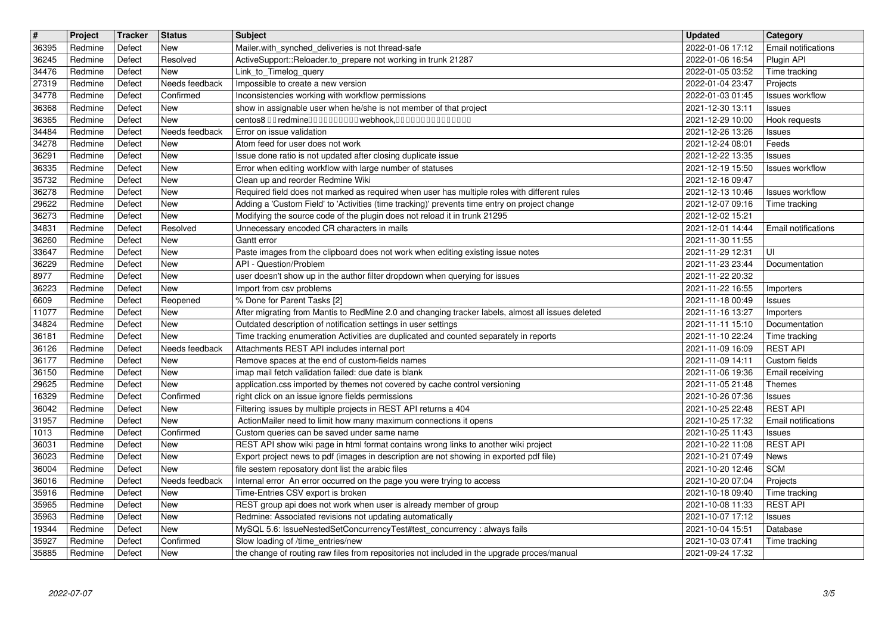| # | Project | Tracker | Status | Subject | Updated | Category |
| --- | --- | --- | --- | --- | --- | --- |
| 36395 | Redmine | Defect | New | Mailer.with_synched_deliveries is not thread-safe | 2022-01-06 17:12 | Email notifications |
| 36245 | Redmine | Defect | Resolved | ActiveSupport::Reloader.to_prepare not working in trunk 21287 | 2022-01-06 16:54 | Plugin API |
| 34476 | Redmine | Defect | New | Link_to_Timelog_query | 2022-01-05 03:52 | Time tracking |
| 27319 | Redmine | Defect | Needs feedback | Impossible to create a new version | 2022-01-04 23:47 | Projects |
| 34778 | Redmine | Defect | Confirmed | Inconsistencies working with workflow permissions | 2022-01-03 01:45 | Issues workflow |
| 36368 | Redmine | Defect | New | show in assignable user when he/she is not member of that project | 2021-12-30 13:11 | Issues |
| 36365 | Redmine | Defect | New | centos8 □□redmine□□□□□□□□□□webhook,□□□□□□□□□□□□□□□ | 2021-12-29 10:00 | Hook requests |
| 34484 | Redmine | Defect | Needs feedback | Error on issue validation | 2021-12-26 13:26 | Issues |
| 34278 | Redmine | Defect | New | Atom feed for user does not work | 2021-12-24 08:01 | Feeds |
| 36291 | Redmine | Defect | New | Issue done ratio is not updated after closing duplicate issue | 2021-12-22 13:35 | Issues |
| 36335 | Redmine | Defect | New | Error when editing workflow with large number of statuses | 2021-12-19 15:50 | Issues workflow |
| 35732 | Redmine | Defect | New | Clean up and reorder Redmine Wiki | 2021-12-16 09:47 | |
| 36278 | Redmine | Defect | New | Required field does not marked as required when user has multiple roles with different rules | 2021-12-13 10:46 | Issues workflow |
| 29622 | Redmine | Defect | New | Adding a 'Custom Field' to 'Activities (time tracking)' prevents time entry on project change | 2021-12-07 09:16 | Time tracking |
| 36273 | Redmine | Defect | New | Modifying the source code of the plugin does not reload it in trunk 21295 | 2021-12-02 15:21 | |
| 34831 | Redmine | Defect | Resolved | Unnecessary encoded CR characters in mails | 2021-12-01 14:44 | Email notifications |
| 36260 | Redmine | Defect | New | Gantt error | 2021-11-30 11:55 | |
| 33647 | Redmine | Defect | New | Paste images from the clipboard does not work when editing existing issue notes | 2021-11-29 12:31 | UI |
| 36229 | Redmine | Defect | New | API - Question/Problem | 2021-11-23 23:44 | Documentation |
| 8977 | Redmine | Defect | New | user doesn't show up in the author filter dropdown when querying for issues | 2021-11-22 20:32 | |
| 36223 | Redmine | Defect | New | Import from csv problems | 2021-11-22 16:55 | Importers |
| 6609 | Redmine | Defect | Reopened | % Done for Parent Tasks [2] | 2021-11-18 00:49 | Issues |
| 11077 | Redmine | Defect | New | After migrating from Mantis to RedMine 2.0 and changing tracker labels, almost all issues deleted | 2021-11-16 13:27 | Importers |
| 34824 | Redmine | Defect | New | Outdated description of notification settings in user settings | 2021-11-11 15:10 | Documentation |
| 36181 | Redmine | Defect | New | Time tracking enumeration Activities are duplicated and counted separately in reports | 2021-11-10 22:24 | Time tracking |
| 36126 | Redmine | Defect | Needs feedback | Attachments REST API includes internal port | 2021-11-09 16:09 | REST API |
| 36177 | Redmine | Defect | New | Remove spaces at the end of custom-fields names | 2021-11-09 14:11 | Custom fields |
| 36150 | Redmine | Defect | New | imap mail fetch validation failed: due date is blank | 2021-11-06 19:36 | Email receiving |
| 29625 | Redmine | Defect | New | application.css imported by themes not covered by cache control versioning | 2021-11-05 21:48 | Themes |
| 16329 | Redmine | Defect | Confirmed | right click on an issue ignore fields permissions | 2021-10-26 07:36 | Issues |
| 36042 | Redmine | Defect | New | Filtering issues by multiple projects in REST API returns a 404 | 2021-10-25 22:48 | REST API |
| 31957 | Redmine | Defect | New | ActionMailer need to limit how many maximum connections it opens | 2021-10-25 17:32 | Email notifications |
| 1013 | Redmine | Defect | Confirmed | Custom queries can be saved under same name | 2021-10-25 11:43 | Issues |
| 36031 | Redmine | Defect | New | REST API show wiki page in html format contains wrong links to another wiki project | 2021-10-22 11:08 | REST API |
| 36023 | Redmine | Defect | New | Export project news to pdf (images in description are not showing in exported pdf file) | 2021-10-21 07:49 | News |
| 36004 | Redmine | Defect | New | file sestem reposatory dont list the arabic files | 2021-10-20 12:46 | SCM |
| 36016 | Redmine | Defect | Needs feedback | Internal error An error occurred on the page you were trying to access | 2021-10-20 07:04 | Projects |
| 35916 | Redmine | Defect | New | Time-Entries CSV export is broken | 2021-10-18 09:40 | Time tracking |
| 35965 | Redmine | Defect | New | REST group api does not work when user is already member of group | 2021-10-08 11:33 | REST API |
| 35963 | Redmine | Defect | New | Redmine: Associated revisions not updating automatically | 2021-10-07 17:12 | Issues |
| 19344 | Redmine | Defect | New | MySQL 5.6: IssueNestedSetConcurrencyTest#test_concurrency : always fails | 2021-10-04 15:51 | Database |
| 35927 | Redmine | Defect | Confirmed | Slow loading of /time_entries/new | 2021-10-03 07:41 | Time tracking |
| 35885 | Redmine | Defect | New | the change of routing raw files from repositories not included in the upgrade proces/manual | 2021-09-24 17:32 | |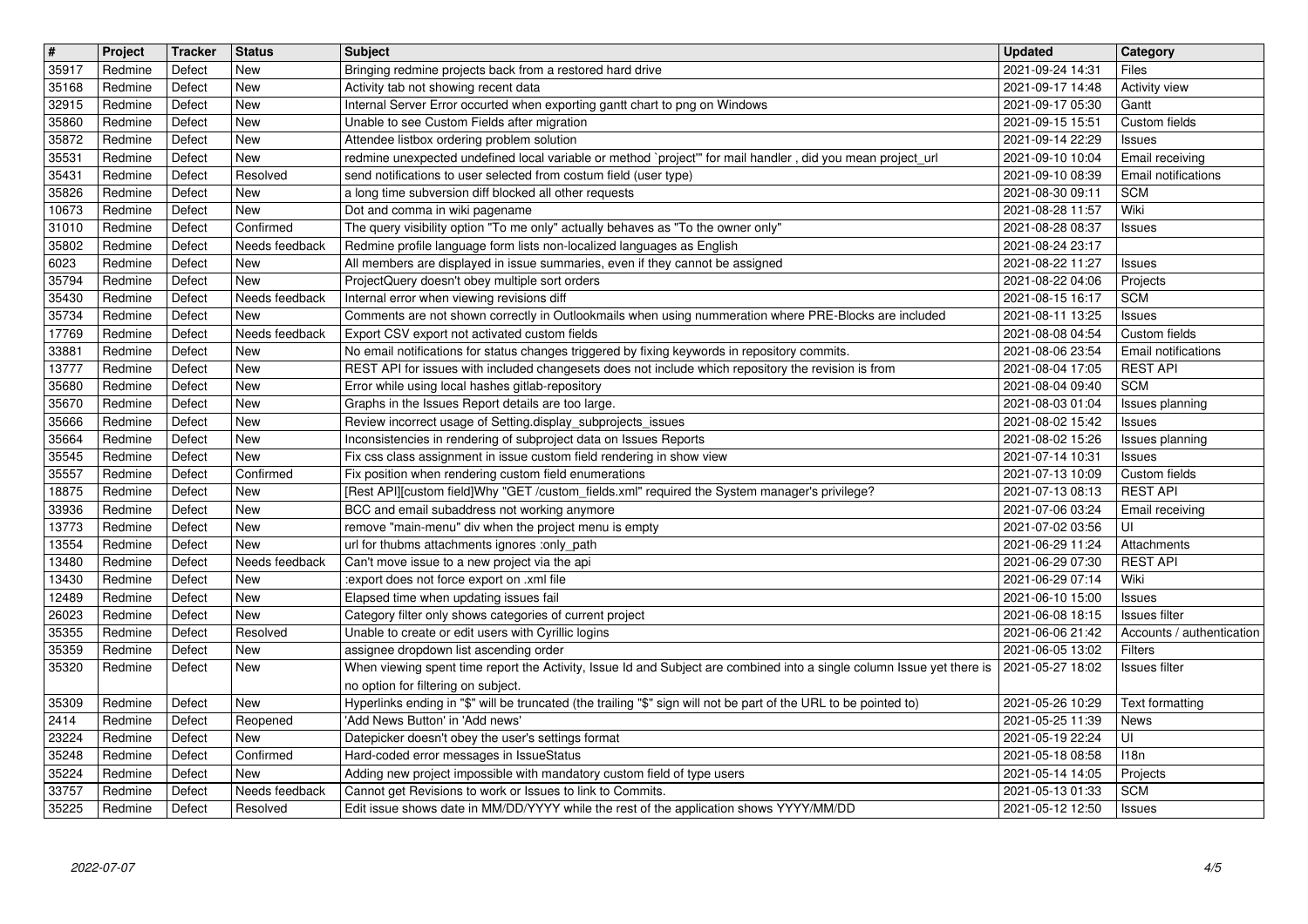| # | Project | Tracker | Status | Subject | Updated | Category |
| --- | --- | --- | --- | --- | --- | --- |
| 35917 | Redmine | Defect | New | Bringing redmine projects back from a restored hard drive | 2021-09-24 14:31 | Files |
| 35168 | Redmine | Defect | New | Activity tab not showing recent data | 2021-09-17 14:48 | Activity view |
| 32915 | Redmine | Defect | New | Internal Server Error occurted when exporting gantt chart to png on Windows | 2021-09-17 05:30 | Gantt |
| 35860 | Redmine | Defect | New | Unable to see Custom Fields after migration | 2021-09-15 15:51 | Custom fields |
| 35872 | Redmine | Defect | New | Attendee listbox ordering problem solution | 2021-09-14 22:29 | Issues |
| 35531 | Redmine | Defect | New | redmine unexpected undefined local variable or method `project'" for mail handler , did you mean project_url | 2021-09-10 10:04 | Email receiving |
| 35431 | Redmine | Defect | Resolved | send notifications to user selected from costum field (user type) | 2021-09-10 08:39 | Email notifications |
| 35826 | Redmine | Defect | New | a long time subversion diff blocked all other requests | 2021-08-30 09:11 | SCM |
| 10673 | Redmine | Defect | New | Dot and comma in wiki pagename | 2021-08-28 11:57 | Wiki |
| 31010 | Redmine | Defect | Confirmed | The query visibility option "To me only" actually behaves as "To the owner only" | 2021-08-28 08:37 | Issues |
| 35802 | Redmine | Defect | Needs feedback | Redmine profile language form lists non-localized languages as English | 2021-08-24 23:17 | |
| 6023 | Redmine | Defect | New | All members are displayed in issue summaries, even if they cannot be assigned | 2021-08-22 11:27 | Issues |
| 35794 | Redmine | Defect | New | ProjectQuery doesn't obey multiple sort orders | 2021-08-22 04:06 | Projects |
| 35430 | Redmine | Defect | Needs feedback | Internal error when viewing revisions diff | 2021-08-15 16:17 | SCM |
| 35734 | Redmine | Defect | New | Comments are not shown correctly in Outlookmails when using nummeration where PRE-Blocks are included | 2021-08-11 13:25 | Issues |
| 17769 | Redmine | Defect | Needs feedback | Export CSV export not activated custom fields | 2021-08-08 04:54 | Custom fields |
| 33881 | Redmine | Defect | New | No email notifications for status changes triggered by fixing keywords in repository commits. | 2021-08-06 23:54 | Email notifications |
| 13777 | Redmine | Defect | New | REST API for issues with included changesets does not include which repository the revision is from | 2021-08-04 17:05 | REST API |
| 35680 | Redmine | Defect | New | Error while using local hashes gitlab-repository | 2021-08-04 09:40 | SCM |
| 35670 | Redmine | Defect | New | Graphs in the Issues Report details are too large. | 2021-08-03 01:04 | Issues planning |
| 35666 | Redmine | Defect | New | Review incorrect usage of Setting.display_subprojects_issues | 2021-08-02 15:42 | Issues |
| 35664 | Redmine | Defect | New | Inconsistencies in rendering of subproject data on Issues Reports | 2021-08-02 15:26 | Issues planning |
| 35545 | Redmine | Defect | New | Fix css class assignment in issue custom field rendering in show view | 2021-07-14 10:31 | Issues |
| 35557 | Redmine | Defect | Confirmed | Fix position when rendering custom field enumerations | 2021-07-13 10:09 | Custom fields |
| 18875 | Redmine | Defect | New | [Rest API][custom field]Why "GET /custom_fields.xml" required the System manager's privilege? | 2021-07-13 08:13 | REST API |
| 33936 | Redmine | Defect | New | BCC and email subaddress not working anymore | 2021-07-06 03:24 | Email receiving |
| 13773 | Redmine | Defect | New | remove "main-menu" div when the project menu is empty | 2021-07-02 03:56 | UI |
| 13554 | Redmine | Defect | New | url for thubms attachments ignores :only_path | 2021-06-29 11:24 | Attachments |
| 13480 | Redmine | Defect | Needs feedback | Can't move issue to a new project via the api | 2021-06-29 07:30 | REST API |
| 13430 | Redmine | Defect | New | :export does not force export on .xml file | 2021-06-29 07:14 | Wiki |
| 12489 | Redmine | Defect | New | Elapsed time when updating issues fail | 2021-06-10 15:00 | Issues |
| 26023 | Redmine | Defect | New | Category filter only shows categories of current project | 2021-06-08 18:15 | Issues filter |
| 35355 | Redmine | Defect | Resolved | Unable to create or edit users with Cyrillic logins | 2021-06-06 21:42 | Accounts / authentication |
| 35359 | Redmine | Defect | New | assignee dropdown list ascending order | 2021-06-05 13:02 | Filters |
| 35320 | Redmine | Defect | New | When viewing spent time report the Activity, Issue Id and Subject are combined into a single column Issue yet there is no option for filtering on subject. | 2021-05-27 18:02 | Issues filter |
| 35309 | Redmine | Defect | New | Hyperlinks ending in "$" will be truncated (the trailing "$" sign will not be part of the URL to be pointed to) | 2021-05-26 10:29 | Text formatting |
| 2414 | Redmine | Defect | Reopened | 'Add News Button' in 'Add news' | 2021-05-25 11:39 | News |
| 23224 | Redmine | Defect | New | Datepicker doesn't obey the user's settings format | 2021-05-19 22:24 | UI |
| 35248 | Redmine | Defect | Confirmed | Hard-coded error messages in IssueStatus | 2021-05-18 08:58 | I18n |
| 35224 | Redmine | Defect | New | Adding new project impossible with mandatory custom field of type users | 2021-05-14 14:05 | Projects |
| 33757 | Redmine | Defect | Needs feedback | Cannot get Revisions to work or Issues to link to Commits. | 2021-05-13 01:33 | SCM |
| 35225 | Redmine | Defect | Resolved | Edit issue shows date in MM/DD/YYYY while the rest of the application shows YYYY/MM/DD | 2021-05-12 12:50 | Issues |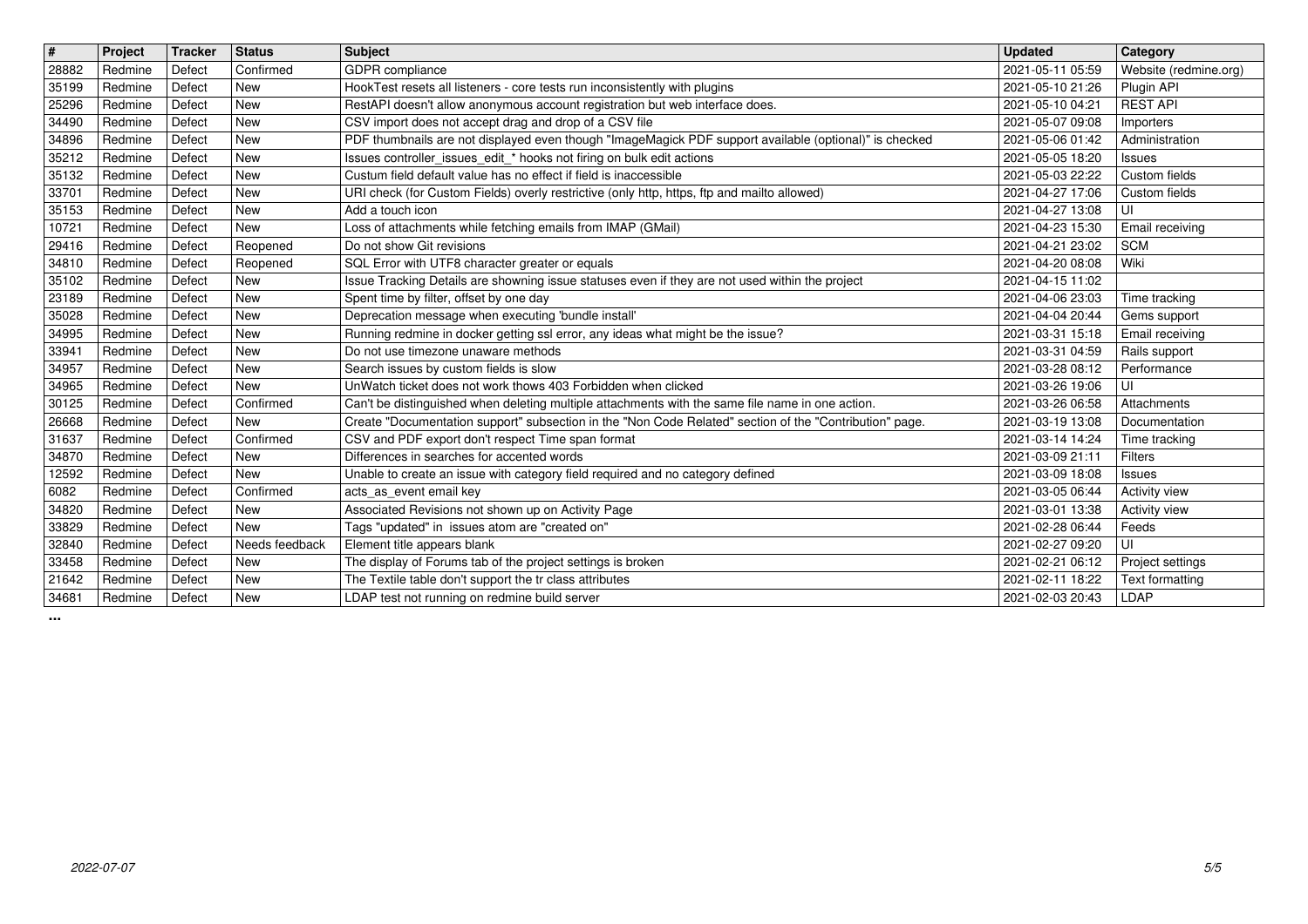| # | Project | Tracker | Status | Subject | Updated | Category |
|---|---|---|---|---|---|---|
| 28882 | Redmine | Defect | Confirmed | GDPR compliance | 2021-05-11 05:59 | Website (redmine.org) |
| 35199 | Redmine | Defect | New | HookTest resets all listeners - core tests run inconsistently with plugins | 2021-05-10 21:26 | Plugin API |
| 25296 | Redmine | Defect | New | RestAPI doesn't allow anonymous account registration but web interface does. | 2021-05-10 04:21 | REST API |
| 34490 | Redmine | Defect | New | CSV import does not accept drag and drop of a CSV file | 2021-05-07 09:08 | Importers |
| 34896 | Redmine | Defect | New | PDF thumbnails are not displayed even though "ImageMagick PDF support available (optional)" is checked | 2021-05-06 01:42 | Administration |
| 35212 | Redmine | Defect | New | Issues controller_issues_edit_* hooks not firing on bulk edit actions | 2021-05-05 18:20 | Issues |
| 35132 | Redmine | Defect | New | Custum field default value has no effect if field is inaccessible | 2021-05-03 22:22 | Custom fields |
| 33701 | Redmine | Defect | New | URI check (for Custom Fields) overly restrictive (only http, https, ftp and mailto allowed) | 2021-04-27 17:06 | Custom fields |
| 35153 | Redmine | Defect | New | Add a touch icon | 2021-04-27 13:08 | UI |
| 10721 | Redmine | Defect | New | Loss of attachments while fetching emails from IMAP (GMail) | 2021-04-23 15:30 | Email receiving |
| 29416 | Redmine | Defect | Reopened | Do not show Git revisions | 2021-04-21 23:02 | SCM |
| 34810 | Redmine | Defect | Reopened | SQL Error with UTF8 character greater or equals | 2021-04-20 08:08 | Wiki |
| 35102 | Redmine | Defect | New | Issue Tracking Details are showning issue statuses even if they are not used within the project | 2021-04-15 11:02 | |
| 23189 | Redmine | Defect | New | Spent time by filter, offset by one day | 2021-04-06 23:03 | Time tracking |
| 35028 | Redmine | Defect | New | Deprecation message when executing 'bundle install' | 2021-04-04 20:44 | Gems support |
| 34995 | Redmine | Defect | New | Running redmine in docker getting ssl error, any ideas what might be the issue? | 2021-03-31 15:18 | Email receiving |
| 33941 | Redmine | Defect | New | Do not use timezone unaware methods | 2021-03-31 04:59 | Rails support |
| 34957 | Redmine | Defect | New | Search issues by custom fields is slow | 2021-03-28 08:12 | Performance |
| 34965 | Redmine | Defect | New | UnWatch ticket does not work thows 403 Forbidden when clicked | 2021-03-26 19:06 | UI |
| 30125 | Redmine | Defect | Confirmed | Can't be distinguished when deleting multiple attachments with the same file name in one action. | 2021-03-26 06:58 | Attachments |
| 26668 | Redmine | Defect | New | Create "Documentation support" subsection in the "Non Code Related" section of the "Contribution" page. | 2021-03-19 13:08 | Documentation |
| 31637 | Redmine | Defect | Confirmed | CSV and PDF export don't respect Time span format | 2021-03-14 14:24 | Time tracking |
| 34870 | Redmine | Defect | New | Differences in searches for accented words | 2021-03-09 21:11 | Filters |
| 12592 | Redmine | Defect | New | Unable to create an issue with category field required and no category defined | 2021-03-09 18:08 | Issues |
| 6082 | Redmine | Defect | Confirmed | acts_as_event email key | 2021-03-05 06:44 | Activity view |
| 34820 | Redmine | Defect | New | Associated Revisions not shown up on Activity Page | 2021-03-01 13:38 | Activity view |
| 33829 | Redmine | Defect | New | Tags "updated" in issues atom are "created on" | 2021-02-28 06:44 | Feeds |
| 32840 | Redmine | Defect | Needs feedback | Element title appears blank | 2021-02-27 09:20 | UI |
| 33458 | Redmine | Defect | New | The display of Forums tab of the project settings is broken | 2021-02-21 06:12 | Project settings |
| 21642 | Redmine | Defect | New | The Textile table don't support the tr class attributes | 2021-02-11 18:22 | Text formatting |
| 34681 | Redmine | Defect | New | LDAP test not running on redmine build server | 2021-02-03 20:43 | LDAP |

...